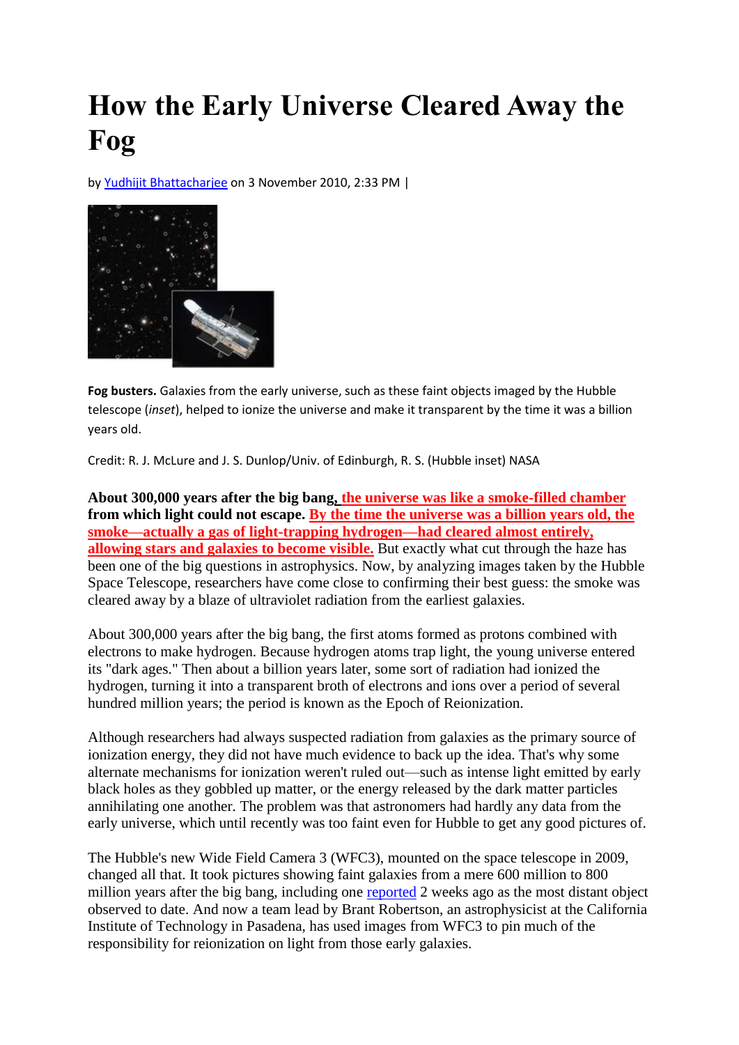# How the Early Universe Cleared Away the Fog

by Yudhijit Bhattacharjee on 3 November 2010, 2:33 PM |

**Fog busters.** Galaxies from the early universe, such as these faint objects imaged by the Hubble telescope (*inset*), helped to ionize the universe and make it transparent by the time it was a billion years old.

Credit: R. J. McLure and J. S. Dunlop/Univ. of Edinburgh, R. S. (Hubble inset) NASA

**About 300,000 years after the big bang, the universe was like a smoke-filled chamber from which light could not escape. By the time the universe was a billion years old, the smoke—actually a gas of light-trapping hydrogen—had cleared almost entirely, allowing stars and galaxies to become visible.** But exactly what cut through the haze has been one of the big questions in astrophysics. Now, by analyzing images taken by the Hubble Space Telescope, researchers have come close to confirming their best guess: the smoke was cleared away by a blaze of ultraviolet radiation from the earliest galaxies.

About 300,000 years after the big bang, the first atoms formed as protons combined with electrons to make hydrogen. Because hydrogen atoms trap light, the young universe entered its "dark ages." Then about a billion years later, some sort of radiation had ionized the hydrogen, turning it into a transparent broth of electrons and ions over a period of several hundred million years; the period is known as the Epoch of Reionization.

Although researchers had always suspected radiation from galaxies as the primary source of ionization energy, they did not have much evidence to back up the idea. That's why some alternate mechanisms for ionization weren't ruled out—such as intense light emitted by early black holes as they gobbled up matter, or the energy released by the dark matter particles annihilating one another. The problem was that astronomers had hardly any data from the early universe, which until recently was too faint even for Hubble to get any good pictures of.

The Hubble's new Wide Field Camera 3 (WFC3), mounted on the space telescope in 2009, changed all that. It took pictures showing faint galaxies from a mere 600 million to 800 million years after the big bang, including one reported 2 weeks ago as the most distant object observed to date. And now a team lead by Brant Robertson, an astrophysicist at the California Institute of Technology in Pasadena, has used images from WFC3 to pin much of the responsibility for reionization on light from those early galaxies.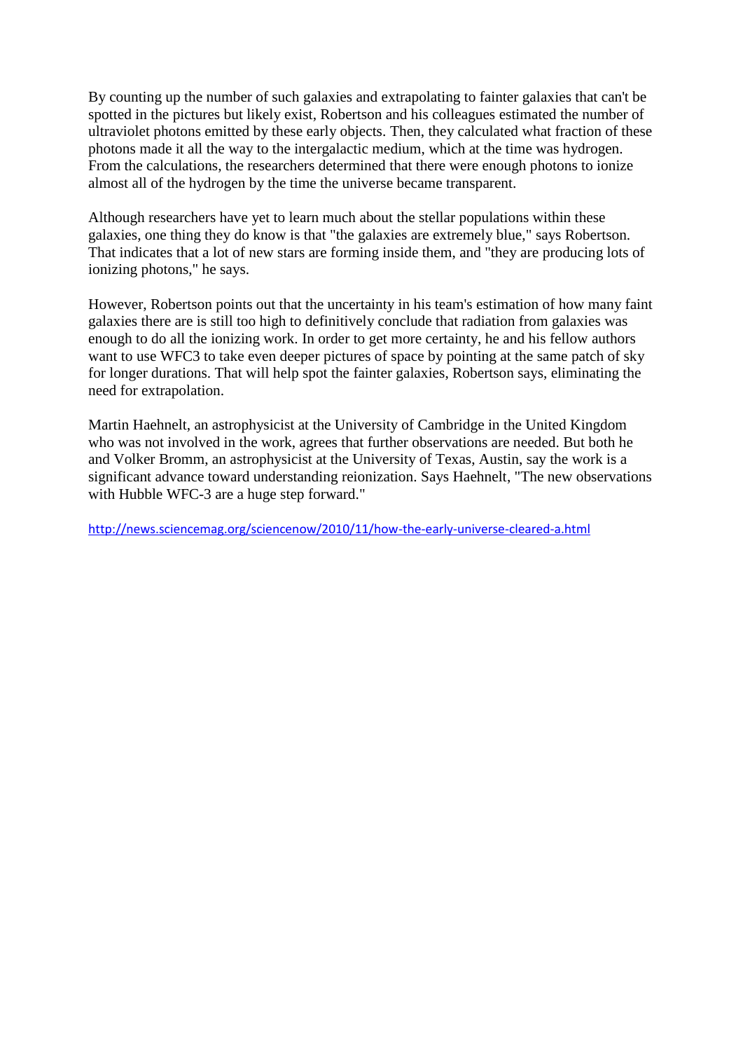By counting up the number of such galaxies and extrapolating to fainter galaxies that can't be spotted in the pictures but likely exist, Robertson and his colleagues estimated the number of ultraviolet photons emitted by these early objects. Then, they calculated what fraction of these photons made it all the way to the intergalactic medium, which at the time was hydrogen. From the calculations, the researchers determined that there were enough photons to ionize almost all of the hydrogen by the time the universe became transparent.

Although researchers have yet to learn much about the stellar populations within these galaxies, one thing they do know is that "the galaxies are extremely blue," says Robertson. That indicates that a lot of new stars are forming inside them, and "they are producing lots of ionizing photons," he says.

However, Robertson points out that the uncertainty in his team's estimation of how many faint galaxies there are is still too high to definitively conclude that radiation from galaxies was enough to do all the ionizing work. In order to get more certainty, he and his fellow authors want to use WFC3 to take even deeper pictures of space by pointing at the same patch of sky for longer durations. That will help spot the fainter galaxies, Robertson says, eliminating the need for extrapolation.

Martin Haehnelt, an astrophysicist at the University of Cambridge in the United Kingdom who was not involved in the work, agrees that further observations are needed. But both he and Volker Bromm, an astrophysicist at the University of Texas, Austin, say the work is a significant advance toward understanding reionization. Says Haehnelt, "The new observations with Hubble WFC-3 are a huge step forward."

http://news.sciencemag.org/sciencenow/2010/11/how-the-early-universe-cleared-a.html